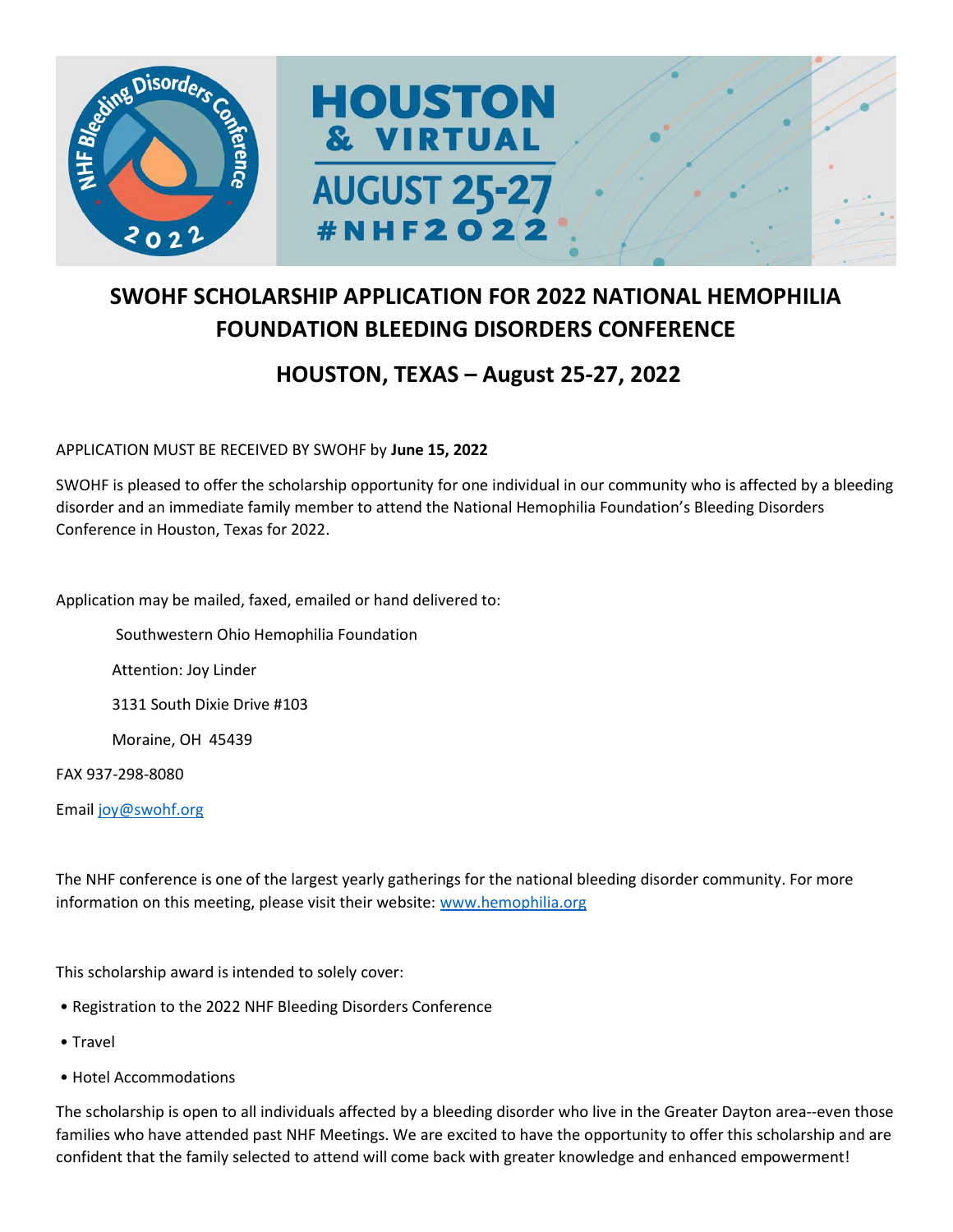# SWOHF SCHOLARSHIP APPLICATION FOR 2022 NATIONAL HEMOPHILIA FOUNDATION BLEEDING DISORDERS CONFERENCE

## HOUSTON, TEXAS – August 25-27, 2022

APPLICATION MUST BE RECEIVED BY SWOHF by **June 15, 2022**

SWOHF is pleased to offer the scholarship opportunity for one individual in our community who is affected by a bleeding disorder and an immediate family member to attend the National Hemophilia Foundation's Bleeding Disorders Conference in Houston, Texas for 2022.

Application may be mailed, faxed, emailed or hand delivered to:

Southwestern Ohio Hemophilia Foundation

Attention: Joy Linder

3131 South Dixie Drive #103

Moraine, OH 45439

FAX 937-298-8080

Email joy@swohf.org

The NHF conference is one of the largest yearly gatherings for the national bleeding disorder community. For more information on this meeting, please visit their website: www.hemophilia.org

This scholarship award is intended to solely cover:

- Registration to the 2022 NHF Bleeding Disorders Conference
- Travel
- Hotel Accommodations

The scholarship is open to all individuals affected by a bleeding disorder who live in the Greater Dayton area--even those families who have attended past NHF Meetings. We are excited to have the opportunity to offer this scholarship and are confident that the family selected to attend will come back with greater knowledge and enhanced empowerment!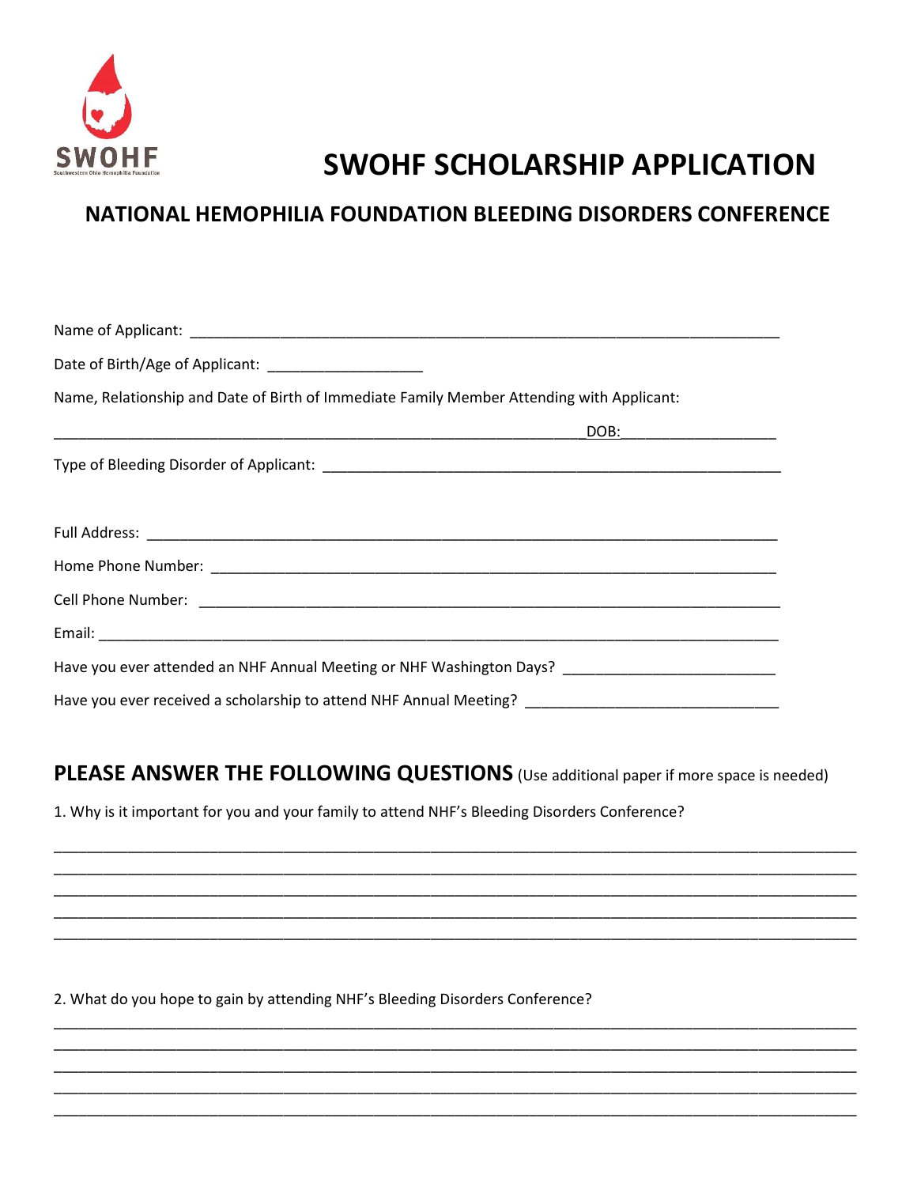SWOHF

# SWOHF SCHOLARSHIP APPLICATION

## NATIONAL HEMOPHILIA FOUNDATION BLEEDING DISORDERS CONFERENCE

Name of Applicant: ___________________________________________________________________

Date of Birth/Age of Applicant: __________________

Name, Relationship and Date of Birth of Immediate Family Member Attending with Applicant:

______________________________________________________________DOB:__________________

Type of Bleeding Disorder of Applicant: _____________________________________________________

Full Address: _________________________________________________________________________

Home Phone Number: ___________________________________________________________________

Cell Phone Number: ____________________________________________________________________

Email: ________________________________________________________________________________

Have you ever attended an NHF Annual Meeting or NHF Washington Days? ________________________

Have you ever received a scholarship to attend NHF Annual Meeting? _____________________________

## PLEASE ANSWER THE FOLLOWING QUESTIONS (Use additional paper if more space is needed)

1. Why is it important for you and your family to attend NHF's Bleeding Disorders Conference?

______________________________________________________________________________________________
______________________________________________________________________________________________
______________________________________________________________________________________________
______________________________________________________________________________________________
______________________________________________________________________________________________

2. What do you hope to gain by attending NHF's Bleeding Disorders Conference?

______________________________________________________________________________________________
______________________________________________________________________________________________
______________________________________________________________________________________________
______________________________________________________________________________________________
______________________________________________________________________________________________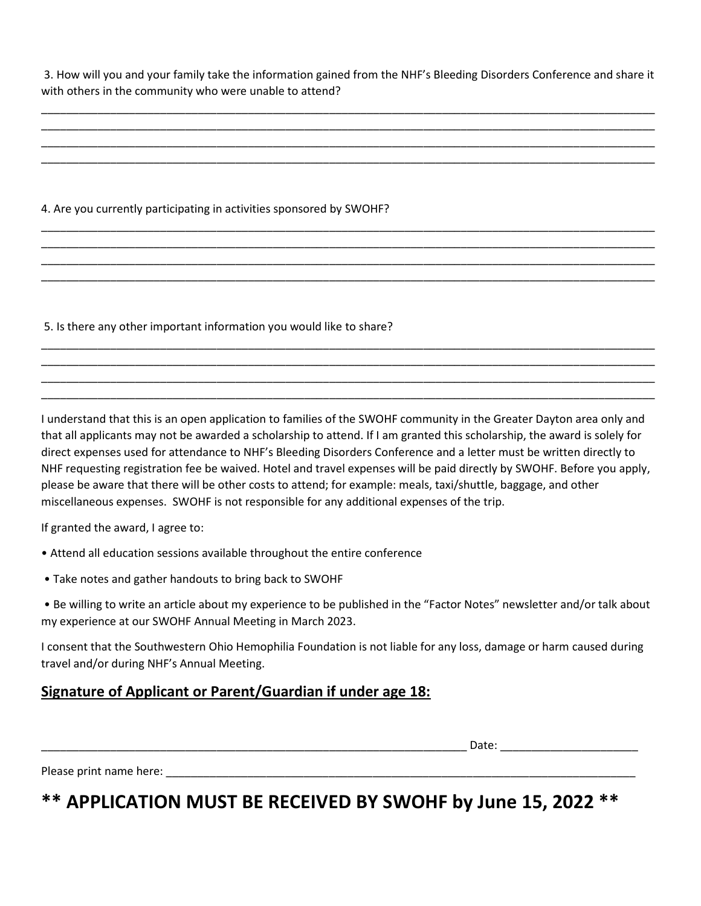3. How will you and your family take the information gained from the NHF's Bleeding Disorders Conference and share it with others in the community who were unable to attend?

____________________________________________________________________________________________________
____________________________________________________________________________________________________
____________________________________________________________________________________________________
____________________________________________________________________________________________________

4. Are you currently participating in activities sponsored by SWOHF?

____________________________________________________________________________________________________
____________________________________________________________________________________________________
____________________________________________________________________________________________________
____________________________________________________________________________________________________

5. Is there any other important information you would like to share?

____________________________________________________________________________________________________
____________________________________________________________________________________________________
____________________________________________________________________________________________________
____________________________________________________________________________________________________

I understand that this is an open application to families of the SWOHF community in the Greater Dayton area only and that all applicants may not be awarded a scholarship to attend. If I am granted this scholarship, the award is solely for direct expenses used for attendance to NHF's Bleeding Disorders Conference and a letter must be written directly to NHF requesting registration fee be waived. Hotel and travel expenses will be paid directly by SWOHF. Before you apply, please be aware that there will be other costs to attend; for example: meals, taxi/shuttle, baggage, and other miscellaneous expenses. SWOHF is not responsible for any additional expenses of the trip.

If granted the award, I agree to:

- Attend all education sessions available throughout the entire conference
- Take notes and gather handouts to bring back to SWOHF
- Be willing to write an article about my experience to be published in the "Factor Notes" newsletter and/or talk about my experience at our SWOHF Annual Meeting in March 2023.

I consent that the Southwestern Ohio Hemophilia Foundation is not liable for any loss, damage or harm caused during travel and/or during NHF's Annual Meeting.

## Signature of Applicant or Parent/Guardian if under age 18:

______________________________________________________________________ Date: _____________________

Please print name here: _______________________________________________________________________________

# ** APPLICATION MUST BE RECEIVED BY SWOHF by June 15, 2022 **